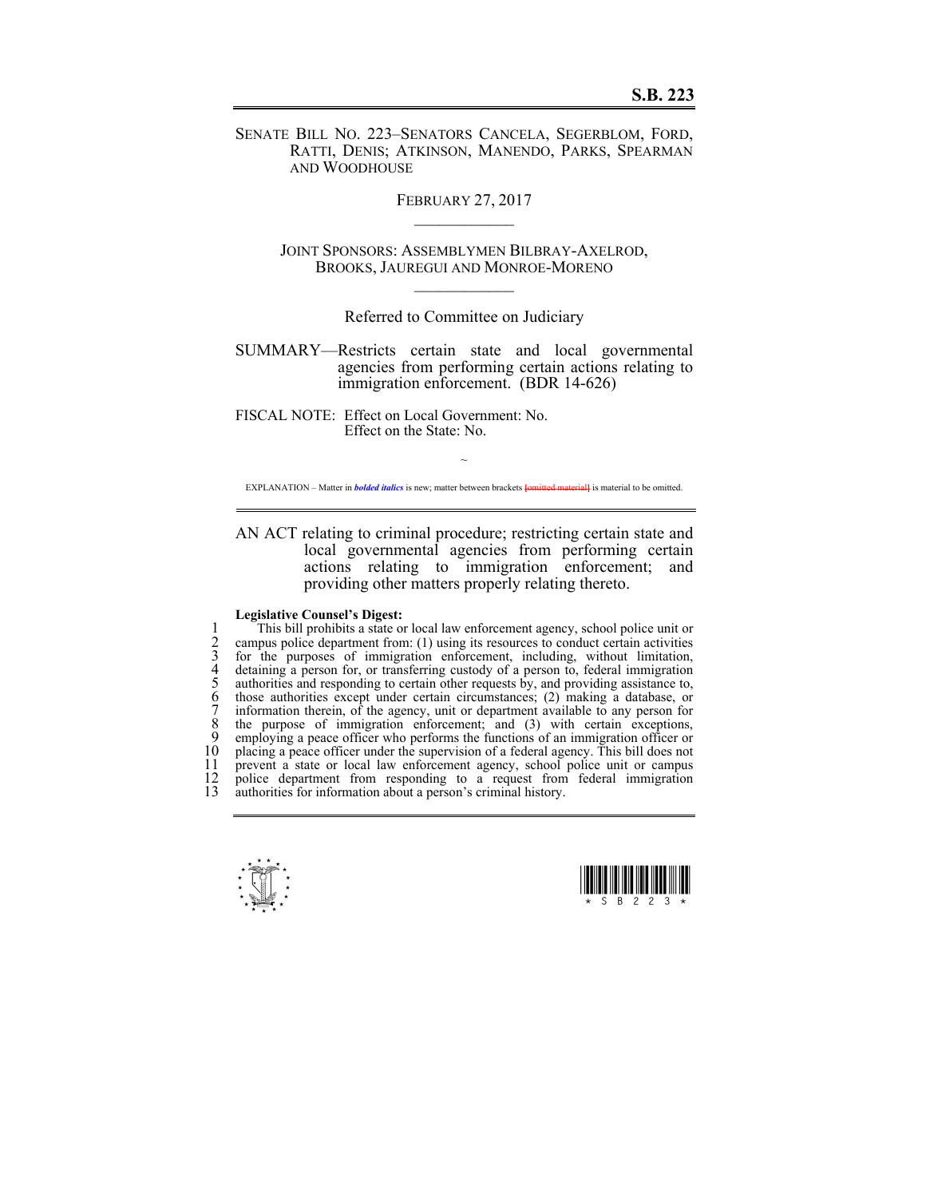# S.B. 223

SENATE BILL NO. 223–SENATORS CANCELA, SEGERBLOM, FORD, RATTI, DENIS; ATKINSON, MANENDO, PARKS, SPEARMAN AND WOODHOUSE

FEBRUARY 27, 2017

JOINT SPONSORS: ASSEMBLYMEN BILBRAY-AXELROD, BROOKS, JAUREGUI AND MONROE-MORENO

Referred to Committee on Judiciary

SUMMARY—Restricts certain state and local governmental agencies from performing certain actions relating to immigration enforcement. (BDR 14-626)

FISCAL NOTE: Effect on Local Government: No.
Effect on the State: No.

~

EXPLANATION – Matter in ***bolded italics*** is new; matter between brackets [omitted material] is material to be omitted.

AN ACT relating to criminal procedure; restricting certain state and local governmental agencies from performing certain actions relating to immigration enforcement; and providing other matters properly relating thereto.

**Legislative Counsel's Digest:**

1 This bill prohibits a state or local law enforcement agency, school police unit or
2 campus police department from: (1) using its resources to conduct certain activities
3 for the purposes of immigration enforcement, including, without limitation,
4 detaining a person for, or transferring custody of a person to, federal immigration
5 authorities and responding to certain other requests by, and providing assistance to,
6 those authorities except under certain circumstances; (2) making a database, or
7 information therein, of the agency, unit or department available to any person for
8 the purpose of immigration enforcement; and (3) with certain exceptions,
9 employing a peace officer who performs the functions of an immigration officer or
10 placing a peace officer under the supervision of a federal agency. This bill does not
11 prevent a state or local law enforcement agency, school police unit or campus
12 police department from responding to a request from federal immigration
13 authorities for information about a person's criminal history.

\* S B 2 2 3 \*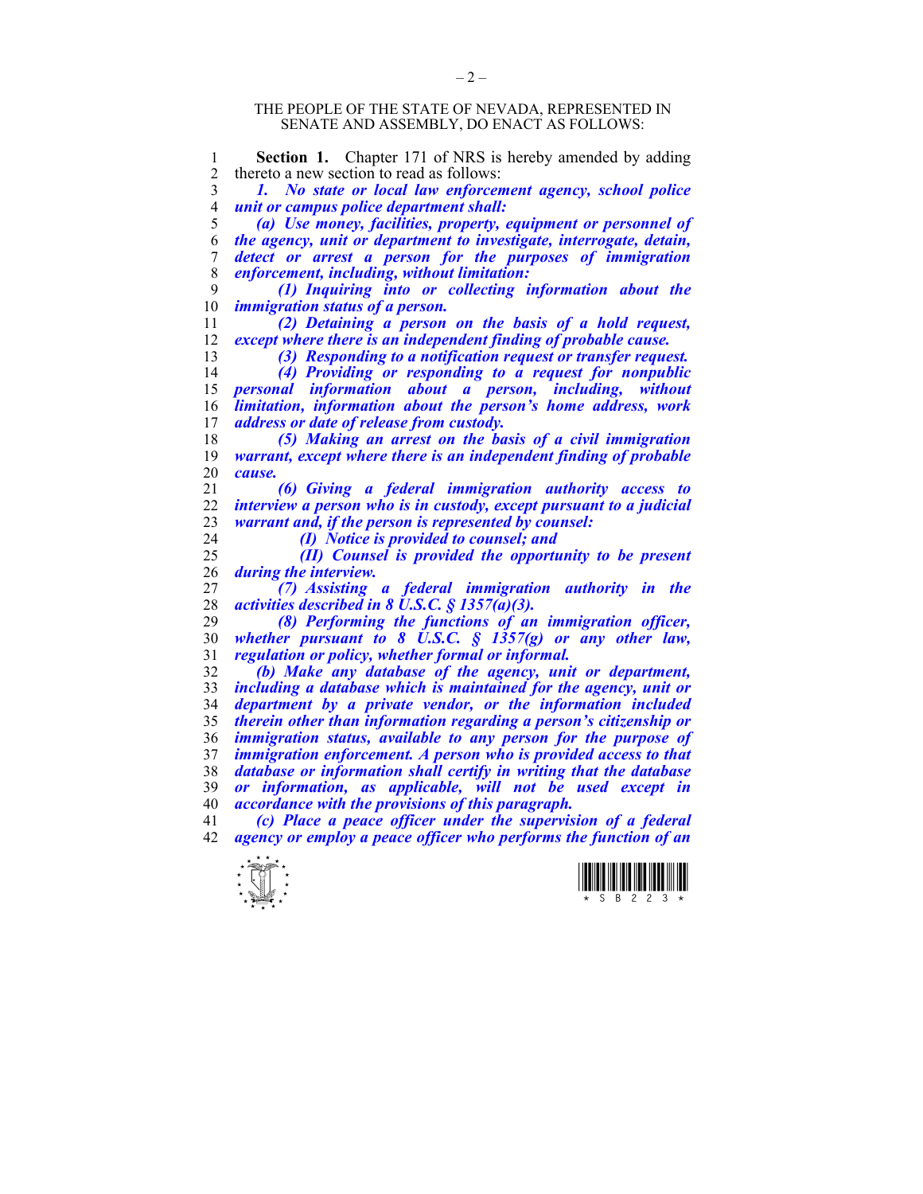THE PEOPLE OF THE STATE OF NEVADA, REPRESENTED IN SENATE AND ASSEMBLY, DO ENACT AS FOLLOWS:

**Section 1.** Chapter 171 of NRS is hereby amended by adding thereto a new section to read as follows:

***1. No state or local law enforcement agency, school police unit or campus police department shall:***

***(a) Use money, facilities, property, equipment or personnel of the agency, unit or department to investigate, interrogate, detain, detect or arrest a person for the purposes of immigration enforcement, including, without limitation:***

***(1) Inquiring into or collecting information about the immigration status of a person.***

***(2) Detaining a person on the basis of a hold request, except where there is an independent finding of probable cause.***

***(3) Responding to a notification request or transfer request.***

***(4) Providing or responding to a request for nonpublic personal information about a person, including, without limitation, information about the person's home address, work address or date of release from custody.***

***(5) Making an arrest on the basis of a civil immigration warrant, except where there is an independent finding of probable cause.***

***(6) Giving a federal immigration authority access to interview a person who is in custody, except pursuant to a judicial warrant and, if the person is represented by counsel:***

***(I) Notice is provided to counsel; and***

***(II) Counsel is provided the opportunity to be present during the interview.***

***(7) Assisting a federal immigration authority in the activities described in 8 U.S.C. § 1357(a)(3).***

***(8) Performing the functions of an immigration officer, whether pursuant to 8 U.S.C. § 1357(g) or any other law, regulation or policy, whether formal or informal.***

***(b) Make any database of the agency, unit or department, including a database which is maintained for the agency, unit or department by a private vendor, or the information included therein other than information regarding a person's citizenship or immigration status, available to any person for the purpose of immigration enforcement. A person who is provided access to that database or information shall certify in writing that the database or information, as applicable, will not be used except in accordance with the provisions of this paragraph.***

***(c) Place a peace officer under the supervision of a federal agency or employ a peace officer who performs the function of an***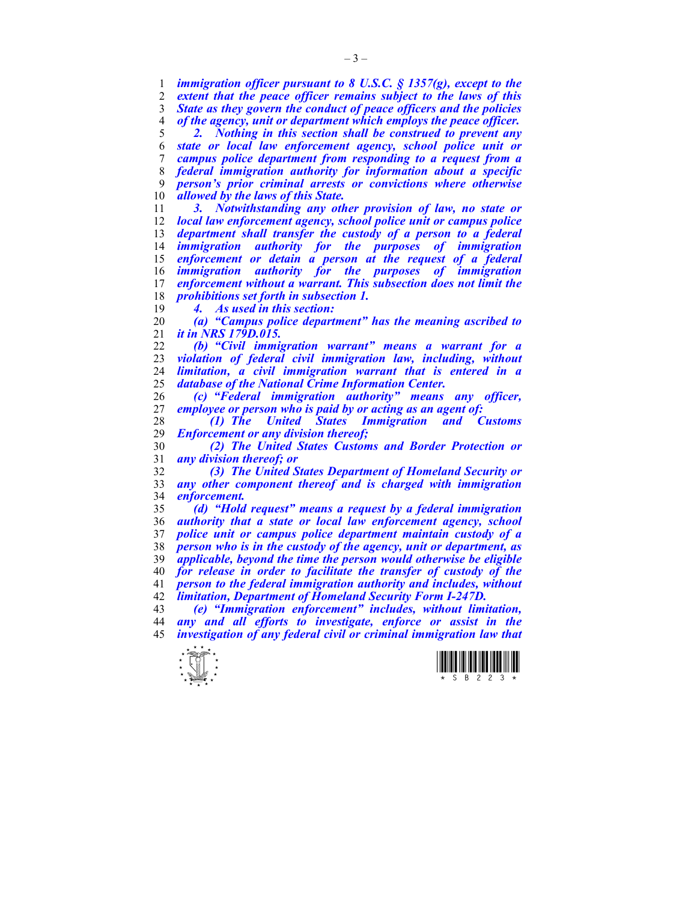*immigration officer pursuant to 8 U.S.C. § 1357(g), except to the extent that the peace officer remains subject to the laws of this State as they govern the conduct of peace officers and the policies of the agency, unit or department which employs the peace officer.*

*2. Nothing in this section shall be construed to prevent any state or local law enforcement agency, school police unit or campus police department from responding to a request from a federal immigration authority for information about a specific person's prior criminal arrests or convictions where otherwise allowed by the laws of this State.*

*3. Notwithstanding any other provision of law, no state or local law enforcement agency, school police unit or campus police department shall transfer the custody of a person to a federal immigration authority for the purposes of immigration enforcement or detain a person at the request of a federal immigration authority for the purposes of immigration enforcement without a warrant. This subsection does not limit the prohibitions set forth in subsection 1.*

*4. As used in this section:*

*(a) "Campus police department" has the meaning ascribed to it in NRS 179D.015.*

*(b) "Civil immigration warrant" means a warrant for a violation of federal civil immigration law, including, without limitation, a civil immigration warrant that is entered in a database of the National Crime Information Center.*

*(c) "Federal immigration authority" means any officer, employee or person who is paid by or acting as an agent of:*

*(1) The United States Immigration and Customs Enforcement or any division thereof;*

*(2) The United States Customs and Border Protection or any division thereof; or*

*(3) The United States Department of Homeland Security or any other component thereof and is charged with immigration enforcement.*

*(d) "Hold request" means a request by a federal immigration authority that a state or local law enforcement agency, school police unit or campus police department maintain custody of a person who is in the custody of the agency, unit or department, as applicable, beyond the time the person would otherwise be eligible for release in order to facilitate the transfer of custody of the person to the federal immigration authority and includes, without limitation, Department of Homeland Security Form I-247D.*

*(e) "Immigration enforcement" includes, without limitation, any and all efforts to investigate, enforce or assist in the investigation of any federal civil or criminal immigration law that*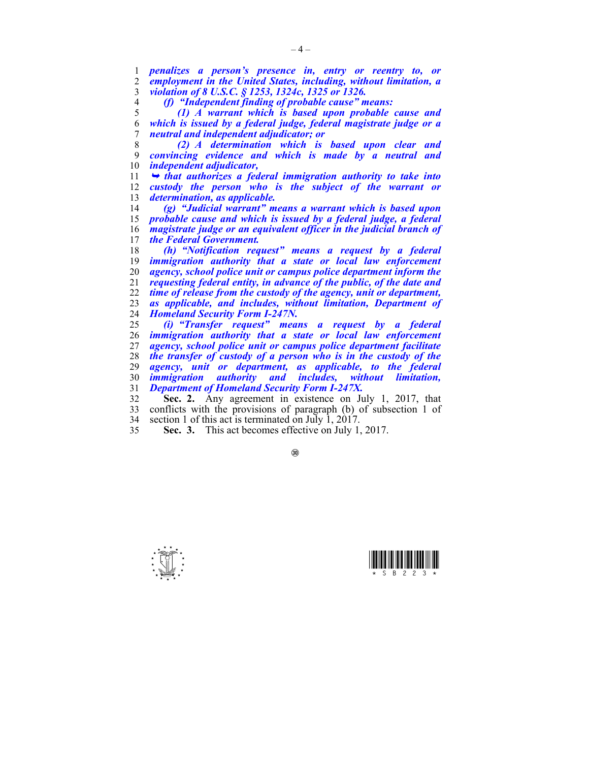*penalizes a person's presence in, entry or reentry to, or employment in the United States, including, without limitation, a violation of 8 U.S.C. § 1253, 1324c, 1325 or 1326.*

*(f) "Independent finding of probable cause" means:*

*(1) A warrant which is based upon probable cause and which is issued by a federal judge, federal magistrate judge or a neutral and independent adjudicator; or*

*(2) A determination which is based upon clear and convincing evidence and which is made by a neutral and independent adjudicator,*

*➥ that authorizes a federal immigration authority to take into custody the person who is the subject of the warrant or determination, as applicable.*

*(g) "Judicial warrant" means a warrant which is based upon probable cause and which is issued by a federal judge, a federal magistrate judge or an equivalent officer in the judicial branch of the Federal Government.*

*(h) "Notification request" means a request by a federal immigration authority that a state or local law enforcement agency, school police unit or campus police department inform the requesting federal entity, in advance of the public, of the date and time of release from the custody of the agency, unit or department, as applicable, and includes, without limitation, Department of Homeland Security Form I-247N.*

*(i) "Transfer request" means a request by a federal immigration authority that a state or local law enforcement agency, school police unit or campus police department facilitate the transfer of custody of a person who is in the custody of the agency, unit or department, as applicable, to the federal immigration authority and includes, without limitation, Department of Homeland Security Form I-247X.*

**Sec. 2.** Any agreement in existence on July 1, 2017, that conflicts with the provisions of paragraph (b) of subsection 1 of section 1 of this act is terminated on July 1, 2017.

**Sec. 3.** This act becomes effective on July 1, 2017.